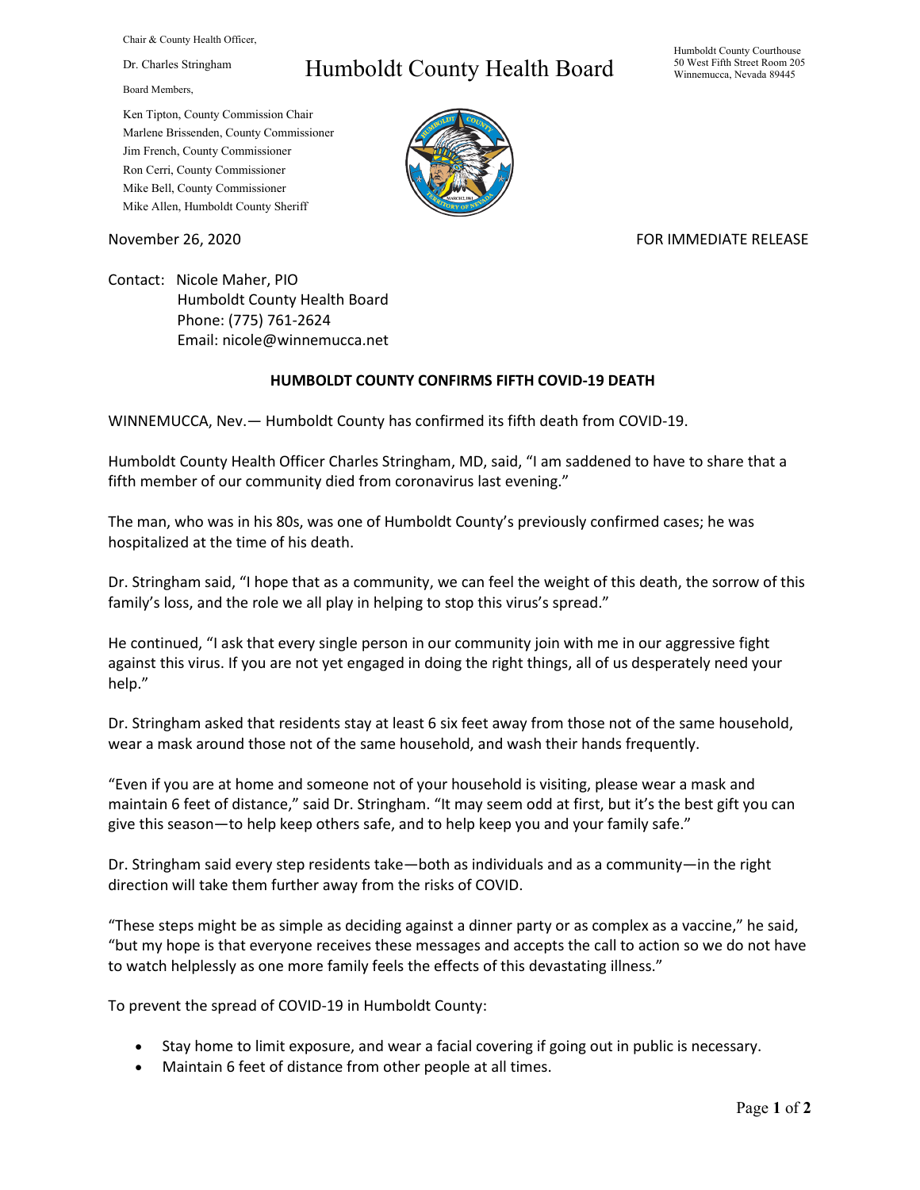Chair & County Health Officer,

Dr. Charles Stringham

Board Members,

Ken Tipton, County Commission Chair
Marlene Brissenden, County Commissioner
Jim French, County Commissioner
Ron Cerri, County Commissioner
Mike Bell, County Commissioner
Mike Allen, Humboldt County Sheriff

# Humboldt County Health Board

Humboldt County Courthouse
50 West Fifth Street Room 205
Winnemucca, Nevada 89445

November 26, 2020

FOR IMMEDIATE RELEASE

Contact: Nicole Maher, PIO
Humboldt County Health Board
Phone: (775) 761-2624
Email: nicole@winnemucca.net

## HUMBOLDT COUNTY CONFIRMS FIFTH COVID-19 DEATH

WINNEMUCCA, Nev.— Humboldt County has confirmed its fifth death from COVID-19.

Humboldt County Health Officer Charles Stringham, MD, said, "I am saddened to have to share that a fifth member of our community died from coronavirus last evening."

The man, who was in his 80s, was one of Humboldt County's previously confirmed cases; he was hospitalized at the time of his death.

Dr. Stringham said, "I hope that as a community, we can feel the weight of this death, the sorrow of this family's loss, and the role we all play in helping to stop this virus's spread."

He continued, "I ask that every single person in our community join with me in our aggressive fight against this virus. If you are not yet engaged in doing the right things, all of us desperately need your help."

Dr. Stringham asked that residents stay at least 6 six feet away from those not of the same household, wear a mask around those not of the same household, and wash their hands frequently.

"Even if you are at home and someone not of your household is visiting, please wear a mask and maintain 6 feet of distance," said Dr. Stringham. "It may seem odd at first, but it's the best gift you can give this season—to help keep others safe, and to help keep you and your family safe."

Dr. Stringham said every step residents take—both as individuals and as a community—in the right direction will take them further away from the risks of COVID.

"These steps might be as simple as deciding against a dinner party or as complex as a vaccine," he said, "but my hope is that everyone receives these messages and accepts the call to action so we do not have to watch helplessly as one more family feels the effects of this devastating illness."

To prevent the spread of COVID-19 in Humboldt County:

- Stay home to limit exposure, and wear a facial covering if going out in public is necessary.
- Maintain 6 feet of distance from other people at all times.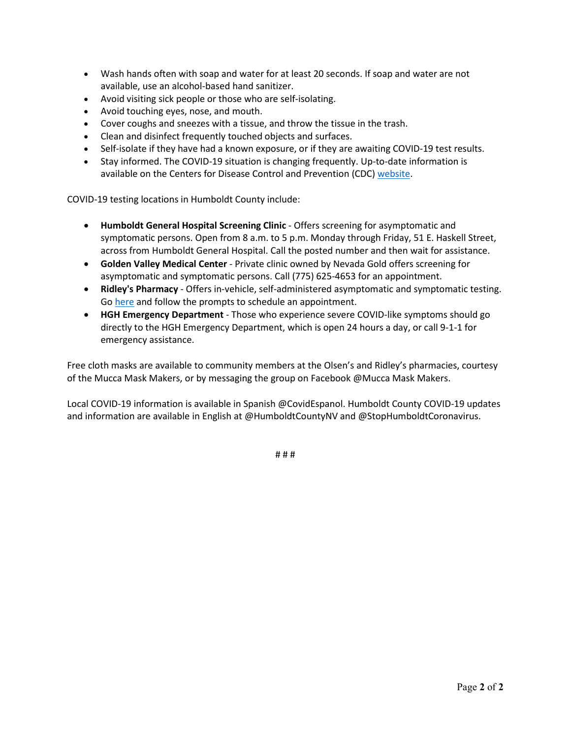- Wash hands often with soap and water for at least 20 seconds. If soap and water are not available, use an alcohol-based hand sanitizer.
- Avoid visiting sick people or those who are self-isolating.
- Avoid touching eyes, nose, and mouth.
- Cover coughs and sneezes with a tissue, and throw the tissue in the trash.
- Clean and disinfect frequently touched objects and surfaces.
- Self-isolate if they have had a known exposure, or if they are awaiting COVID-19 test results.
- Stay informed. The COVID-19 situation is changing frequently. Up-to-date information is available on the Centers for Disease Control and Prevention (CDC) website.

COVID-19 testing locations in Humboldt County include:

- **Humboldt General Hospital Screening Clinic** - Offers screening for asymptomatic and symptomatic persons. Open from 8 a.m. to 5 p.m. Monday through Friday, 51 E. Haskell Street, across from Humboldt General Hospital. Call the posted number and then wait for assistance.
- **Golden Valley Medical Center** - Private clinic owned by Nevada Gold offers screening for asymptomatic and symptomatic persons. Call (775) 625-4653 for an appointment.
- **Ridley's Pharmacy** - Offers in-vehicle, self-administered asymptomatic and symptomatic testing. Go here and follow the prompts to schedule an appointment.
- **HGH Emergency Department** - Those who experience severe COVID-like symptoms should go directly to the HGH Emergency Department, which is open 24 hours a day, or call 9-1-1 for emergency assistance.

Free cloth masks are available to community members at the Olsen's and Ridley's pharmacies, courtesy of the Mucca Mask Makers, or by messaging the group on Facebook @Mucca Mask Makers.

Local COVID-19 information is available in Spanish @CovidEspanol. Humboldt County COVID-19 updates and information are available in English at @HumboldtCountyNV and @StopHumboldtCoronavirus.

# # #